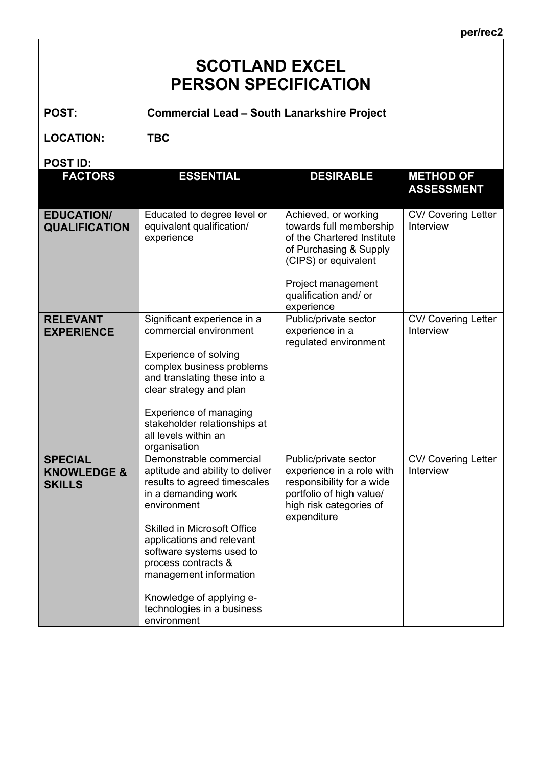per/rec2

# SCOTLAND EXCEL
# PERSON SPECIFICATION

**POST:** **Commercial Lead – South Lanarkshire Project**

**LOCATION:** **TBC**

**POST ID:**

| FACTORS | ESSENTIAL | DESIRABLE | METHOD OF ASSESSMENT |
|---|---|---|---|
| **EDUCATION/ QUALIFICATION** | Educated to degree level or equivalent qualification/ experience | Achieved, or working towards full membership of the Chartered Institute of Purchasing & Supply (CIPS) or equivalent<br><br>Project management qualification and/ or experience | CV/ Covering Letter Interview |
| **RELEVANT EXPERIENCE** | Significant experience in a commercial environment<br><br>Experience of solving complex business problems and translating these into a clear strategy and plan<br><br>Experience of managing stakeholder relationships at all levels within an organisation | Public/private sector experience in a regulated environment | CV/ Covering Letter Interview |
| **SPECIAL KNOWLEDGE & SKILLS** | Demonstrable commercial aptitude and ability to deliver results to agreed timescales in a demanding work environment<br><br>Skilled in Microsoft Office applications and relevant software systems used to process contracts & management information<br><br>Knowledge of applying e-technologies in a business environment | Public/private sector experience in a role with responsibility for a wide portfolio of high value/ high risk categories of expenditure | CV/ Covering Letter Interview |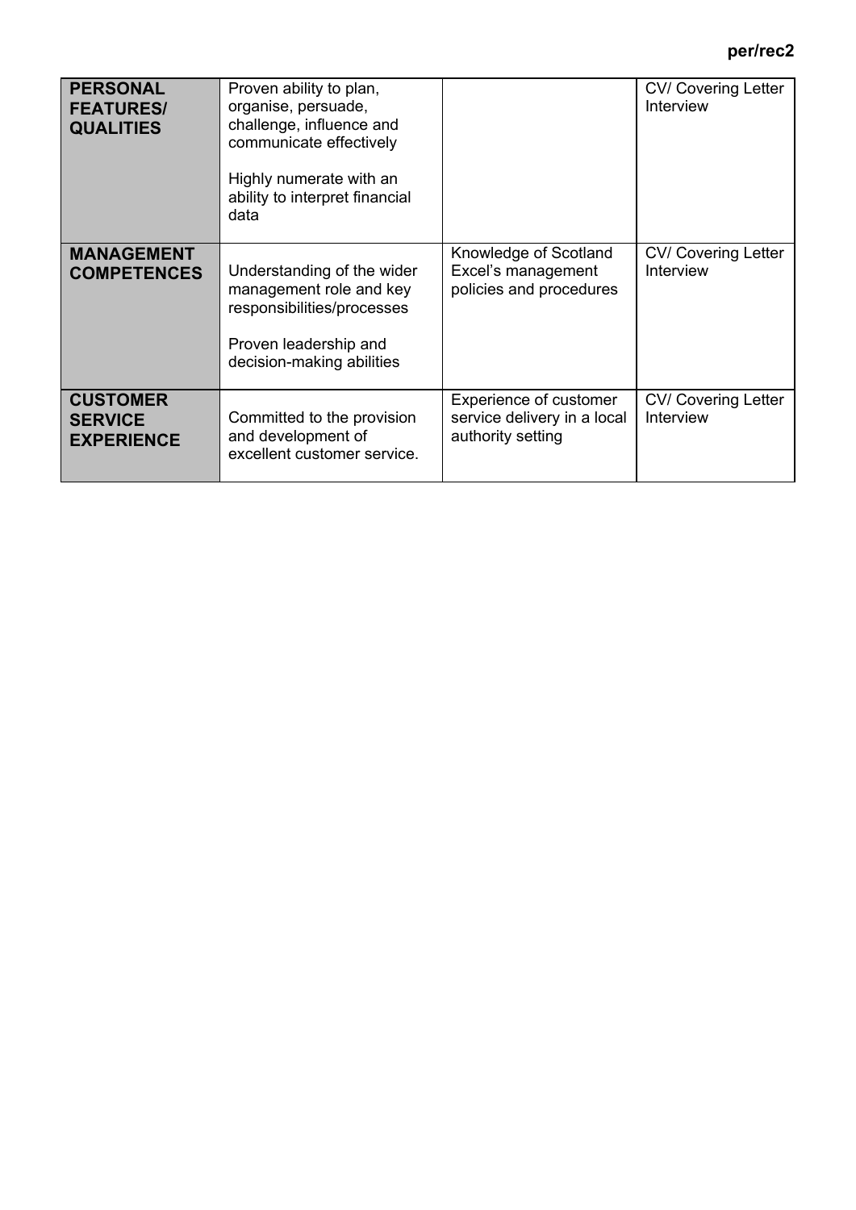per/rec2

| | | | |
|---|---|---|---|
| **PERSONAL FEATURES/ QUALITIES** | Proven ability to plan, organise, persuade, challenge, influence and communicate effectively<br><br>Highly numerate with an ability to interpret financial data | | CV/ Covering Letter Interview |
| **MANAGEMENT COMPETENCES** | Understanding of the wider management role and key responsibilities/processes<br><br>Proven leadership and decision-making abilities | Knowledge of Scotland Excel's management policies and procedures | CV/ Covering Letter Interview |
| **CUSTOMER SERVICE EXPERIENCE** | Committed to the provision and development of excellent customer service. | Experience of customer service delivery in a local authority setting | CV/ Covering Letter Interview |